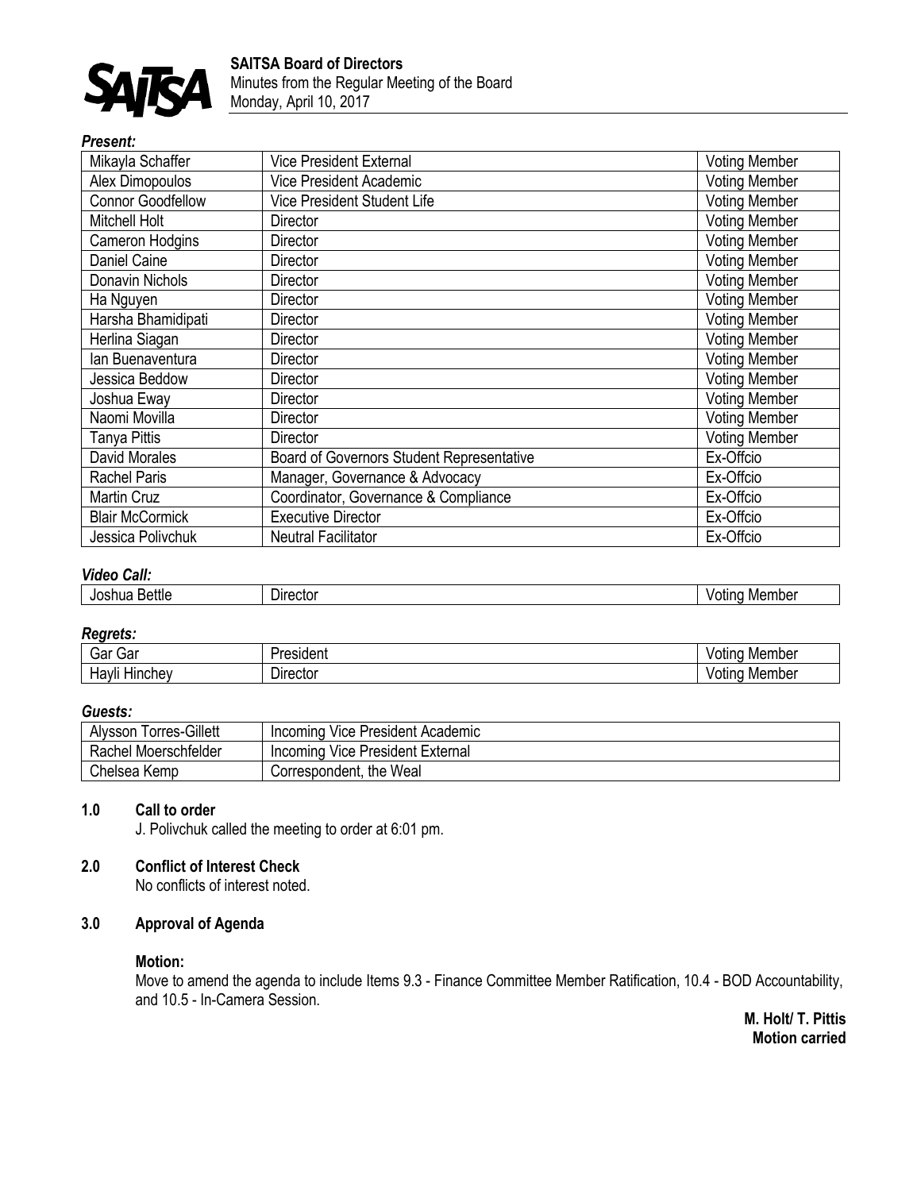**SAITSA Board of Directors**
Minutes from the Regular Meeting of the Board
Monday, April 10, 2017

***Present:***

| | | |
|---|---|---|
| Mikayla Schaffer | Vice President External | Voting Member |
| Alex Dimopoulos | Vice President Academic | Voting Member |
| Connor Goodfellow | Vice President Student Life | Voting Member |
| Mitchell Holt | Director | Voting Member |
| Cameron Hodgins | Director | Voting Member |
| Daniel Caine | Director | Voting Member |
| Donavin Nichols | Director | Voting Member |
| Ha Nguyen | Director | Voting Member |
| Harsha Bhamidipati | Director | Voting Member |
| Herlina Siagan | Director | Voting Member |
| Ian Buenaventura | Director | Voting Member |
| Jessica Beddow | Director | Voting Member |
| Joshua Eway | Director | Voting Member |
| Naomi Movilla | Director | Voting Member |
| Tanya Pittis | Director | Voting Member |
| David Morales | Board of Governors Student Representative | Ex-Offcio |
| Rachel Paris | Manager, Governance & Advocacy | Ex-Offcio |
| Martin Cruz | Coordinator, Governance & Compliance | Ex-Offcio |
| Blair McCormick | Executive Director | Ex-Offcio |
| Jessica Polivchuk | Neutral Facilitator | Ex-Offcio |

***Video Call:***

| | | |
|---|---|---|
| Joshua Bettle | Director | Voting Member |

***Regrets:***

| | | |
|---|---|---|
| Gar Gar | President | Voting Member |
| Hayli Hinchey | Director | Voting Member |

***Guests:***

| | |
|---|---|
| Alysson Torres-Gillett | Incoming Vice President Academic |
| Rachel Moerschfelder | Incoming Vice President External |
| Chelsea Kemp | Correspondent, the Weal |

## 1.0 Call to order

J. Polivchuk called the meeting to order at 6:01 pm.

## 2.0 Conflict of Interest Check

No conflicts of interest noted.

## 3.0 Approval of Agenda

**Motion:**

Move to amend the agenda to include Items 9.3 - Finance Committee Member Ratification, 10.4 - BOD Accountability, and 10.5 - In-Camera Session.

**M. Holt/ T. Pittis**
**Motion carried**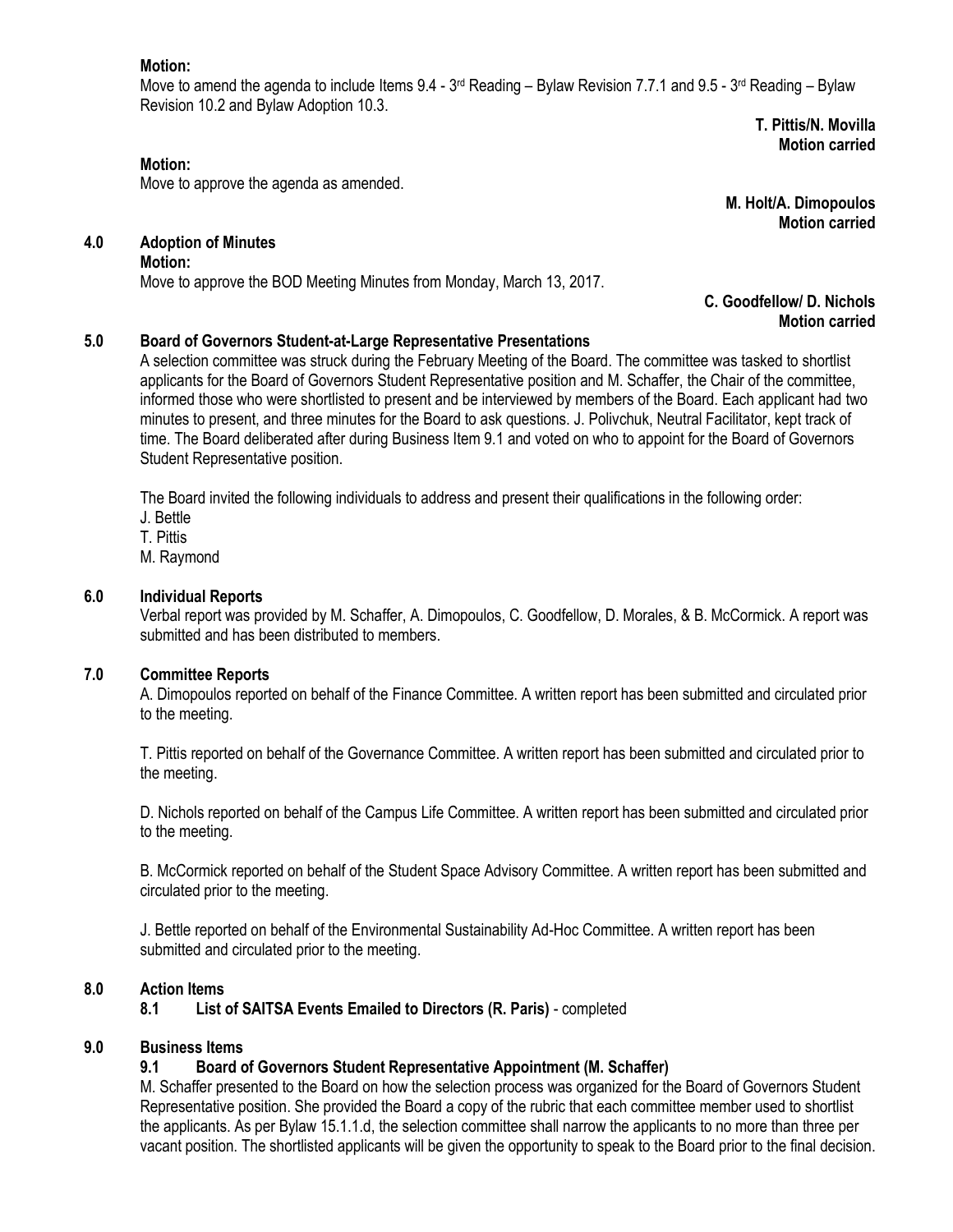**Motion:**

Move to amend the agenda to include Items 9.4 - 3rd Reading – Bylaw Revision 7.7.1 and 9.5 - 3rd Reading – Bylaw Revision 10.2 and Bylaw Adoption 10.3.

**T. Pittis/N. Movilla**
**Motion carried**

**Motion:**

Move to approve the agenda as amended.

**M. Holt/A. Dimopoulos**
**Motion carried**

## 4.0 Adoption of Minutes

**Motion:**

Move to approve the BOD Meeting Minutes from Monday, March 13, 2017.

**C. Goodfellow/ D. Nichols**
**Motion carried**

## 5.0 Board of Governors Student-at-Large Representative Presentations

A selection committee was struck during the February Meeting of the Board. The committee was tasked to shortlist applicants for the Board of Governors Student Representative position and M. Schaffer, the Chair of the committee, informed those who were shortlisted to present and be interviewed by members of the Board. Each applicant had two minutes to present, and three minutes for the Board to ask questions. J. Polivchuk, Neutral Facilitator, kept track of time. The Board deliberated after during Business Item 9.1 and voted on who to appoint for the Board of Governors Student Representative position.

The Board invited the following individuals to address and present their qualifications in the following order:

J. Bettle
T. Pittis
M. Raymond

## 6.0 Individual Reports

Verbal report was provided by M. Schaffer, A. Dimopoulos, C. Goodfellow, D. Morales, & B. McCormick. A report was submitted and has been distributed to members.

## 7.0 Committee Reports

A. Dimopoulos reported on behalf of the Finance Committee. A written report has been submitted and circulated prior to the meeting.

T. Pittis reported on behalf of the Governance Committee. A written report has been submitted and circulated prior to the meeting.

D. Nichols reported on behalf of the Campus Life Committee. A written report has been submitted and circulated prior to the meeting.

B. McCormick reported on behalf of the Student Space Advisory Committee. A written report has been submitted and circulated prior to the meeting.

J. Bettle reported on behalf of the Environmental Sustainability Ad-Hoc Committee. A written report has been submitted and circulated prior to the meeting.

## 8.0 Action Items

### 8.1 List of SAITSA Events Emailed to Directors (R. Paris) - completed

## 9.0 Business Items

### 9.1 Board of Governors Student Representative Appointment (M. Schaffer)

M. Schaffer presented to the Board on how the selection process was organized for the Board of Governors Student Representative position. She provided the Board a copy of the rubric that each committee member used to shortlist the applicants. As per Bylaw 15.1.1.d, the selection committee shall narrow the applicants to no more than three per vacant position. The shortlisted applicants will be given the opportunity to speak to the Board prior to the final decision.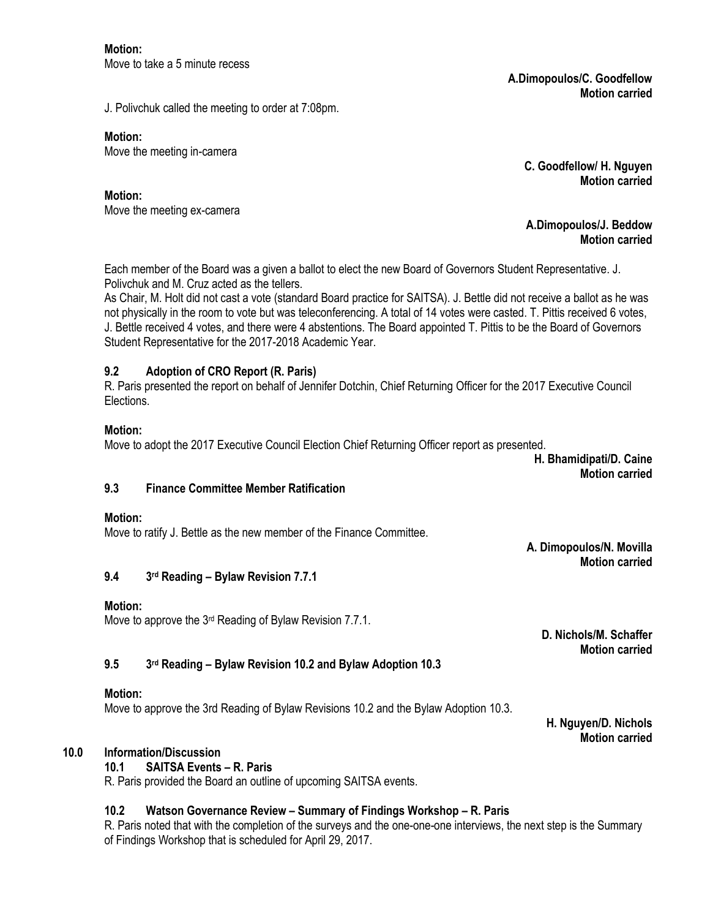**Motion:**
Move to take a 5 minute recess

**A.Dimopoulos/C. Goodfellow**
**Motion carried**

J. Polivchuk called the meeting to order at 7:08pm.

**Motion:**
Move the meeting in-camera

**C. Goodfellow/ H. Nguyen**
**Motion carried**

**Motion:**
Move the meeting ex-camera

**A.Dimopoulos/J. Beddow**
**Motion carried**

Each member of the Board was a given a ballot to elect the new Board of Governors Student Representative. J. Polivchuk and M. Cruz acted as the tellers.
As Chair, M. Holt did not cast a vote (standard Board practice for SAITSA). J. Bettle did not receive a ballot as he was not physically in the room to vote but was teleconferencing. A total of 14 votes were casted. T. Pittis received 6 votes, J. Bettle received 4 votes, and there were 4 abstentions. The Board appointed T. Pittis to be the Board of Governors Student Representative for the 2017-2018 Academic Year.

### 9.2 Adoption of CRO Report (R. Paris)

R. Paris presented the report on behalf of Jennifer Dotchin, Chief Returning Officer for the 2017 Executive Council Elections.

**Motion:**
Move to adopt the 2017 Executive Council Election Chief Returning Officer report as presented.

**H. Bhamidipati/D. Caine**
**Motion carried**

### 9.3 Finance Committee Member Ratification

**Motion:**
Move to ratify J. Bettle as the new member of the Finance Committee.

**A. Dimopoulos/N. Movilla**
**Motion carried**

### 9.4 3rd Reading – Bylaw Revision 7.7.1

**Motion:**
Move to approve the 3rd Reading of Bylaw Revision 7.7.1.

**D. Nichols/M. Schaffer**
**Motion carried**

### 9.5 3rd Reading – Bylaw Revision 10.2 and Bylaw Adoption 10.3

**Motion:**
Move to approve the 3rd Reading of Bylaw Revisions 10.2 and the Bylaw Adoption 10.3.

**H. Nguyen/D. Nichols**
**Motion carried**

## 10.0 Information/Discussion

### 10.1 SAITSA Events – R. Paris

R. Paris provided the Board an outline of upcoming SAITSA events.

### 10.2 Watson Governance Review – Summary of Findings Workshop – R. Paris

R. Paris noted that with the completion of the surveys and the one-one-one interviews, the next step is the Summary of Findings Workshop that is scheduled for April 29, 2017.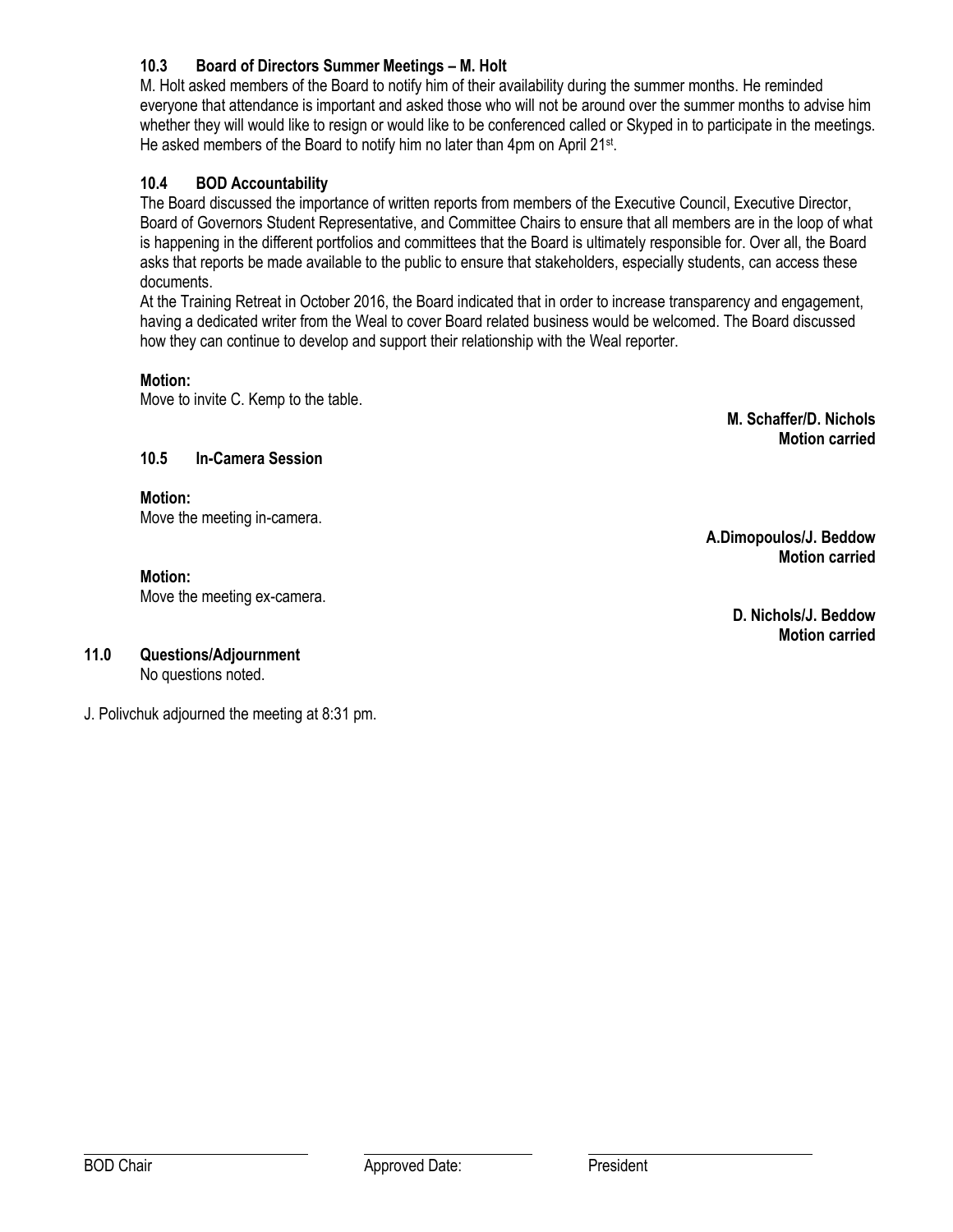### 10.3 Board of Directors Summer Meetings – M. Holt

M. Holt asked members of the Board to notify him of their availability during the summer months. He reminded everyone that attendance is important and asked those who will not be around over the summer months to advise him whether they will would like to resign or would like to be conferenced called or Skyped in to participate in the meetings. He asked members of the Board to notify him no later than 4pm on April 21st.

### 10.4 BOD Accountability

The Board discussed the importance of written reports from members of the Executive Council, Executive Director, Board of Governors Student Representative, and Committee Chairs to ensure that all members are in the loop of what is happening in the different portfolios and committees that the Board is ultimately responsible for. Over all, the Board asks that reports be made available to the public to ensure that stakeholders, especially students, can access these documents.

At the Training Retreat in October 2016, the Board indicated that in order to increase transparency and engagement, having a dedicated writer from the Weal to cover Board related business would be welcomed. The Board discussed how they can continue to develop and support their relationship with the Weal reporter.

**Motion:**
Move to invite C. Kemp to the table.

**M. Schaffer/D. Nichols**
**Motion carried**

### 10.5 In-Camera Session

**Motion:**
Move the meeting in-camera.

**A.Dimopoulos/J. Beddow**
**Motion carried**

**Motion:**
Move the meeting ex-camera.

**D. Nichols/J. Beddow**
**Motion carried**

## 11.0 Questions/Adjournment

No questions noted.

J. Polivchuk adjourned the meeting at 8:31 pm.

BOD Chair | Approved Date: | President